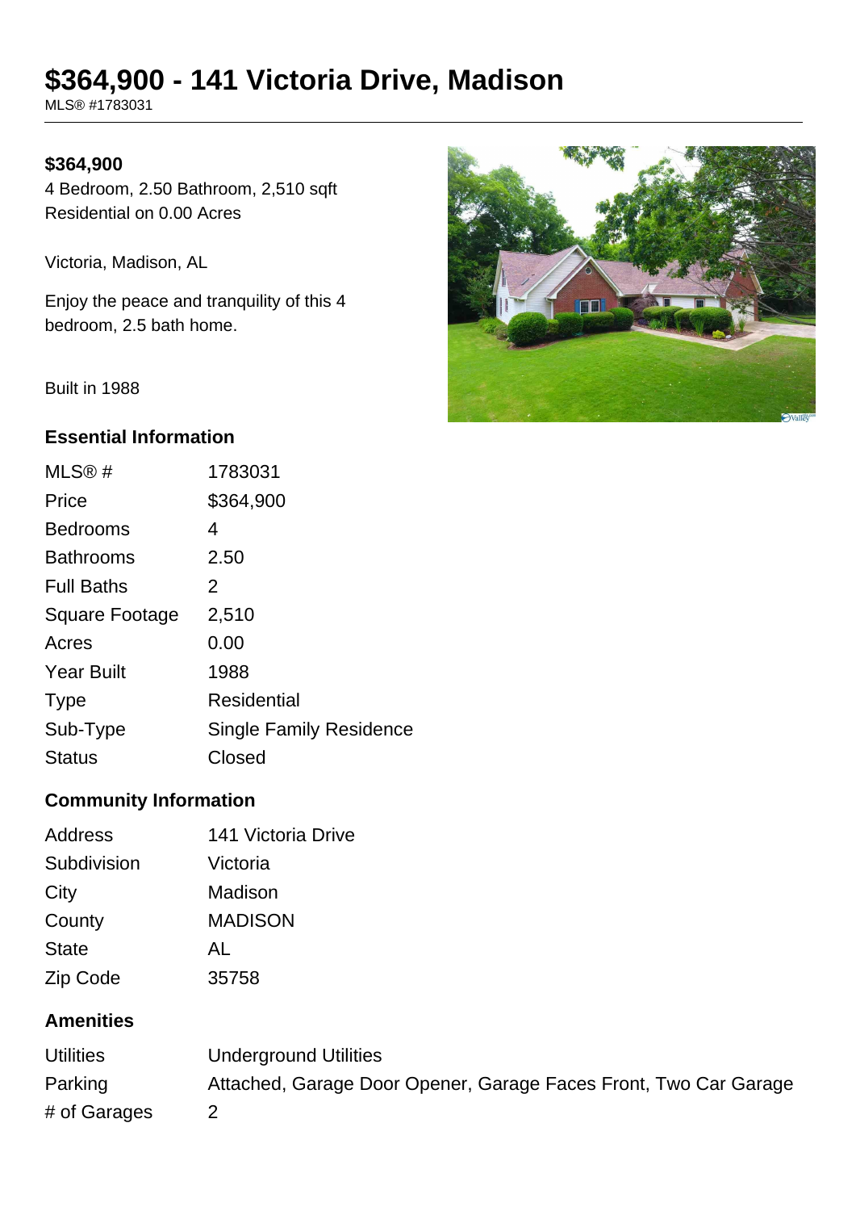# $364,900 - 141 Victoria Drive, Madison

MLS® #1783031

**$364,900**

4 Bedroom, 2.50 Bathroom, 2,510 sqft
Residential on 0.00 Acres

Victoria, Madison, AL

Enjoy the peace and tranquility of this 4 bedroom, 2.5 bath home.

Built in 1988

## Essential Information

| | |
|---|---|
| MLS® # | 1783031 |
| Price | $364,900 |
| Bedrooms | 4 |
| Bathrooms | 2.50 |
| Full Baths | 2 |
| Square Footage | 2,510 |
| Acres | 0.00 |
| Year Built | 1988 |
| Type | Residential |
| Sub-Type | Single Family Residence |
| Status | Closed |

## Community Information

| | |
|---|---|
| Address | 141 Victoria Drive |
| Subdivision | Victoria |
| City | Madison |
| County | MADISON |
| State | AL |
| Zip Code | 35758 |

## Amenities

| | |
|---|---|
| Utilities | Underground Utilities |
| Parking | Attached, Garage Door Opener, Garage Faces Front, Two Car Garage |
| # of Garages | 2 |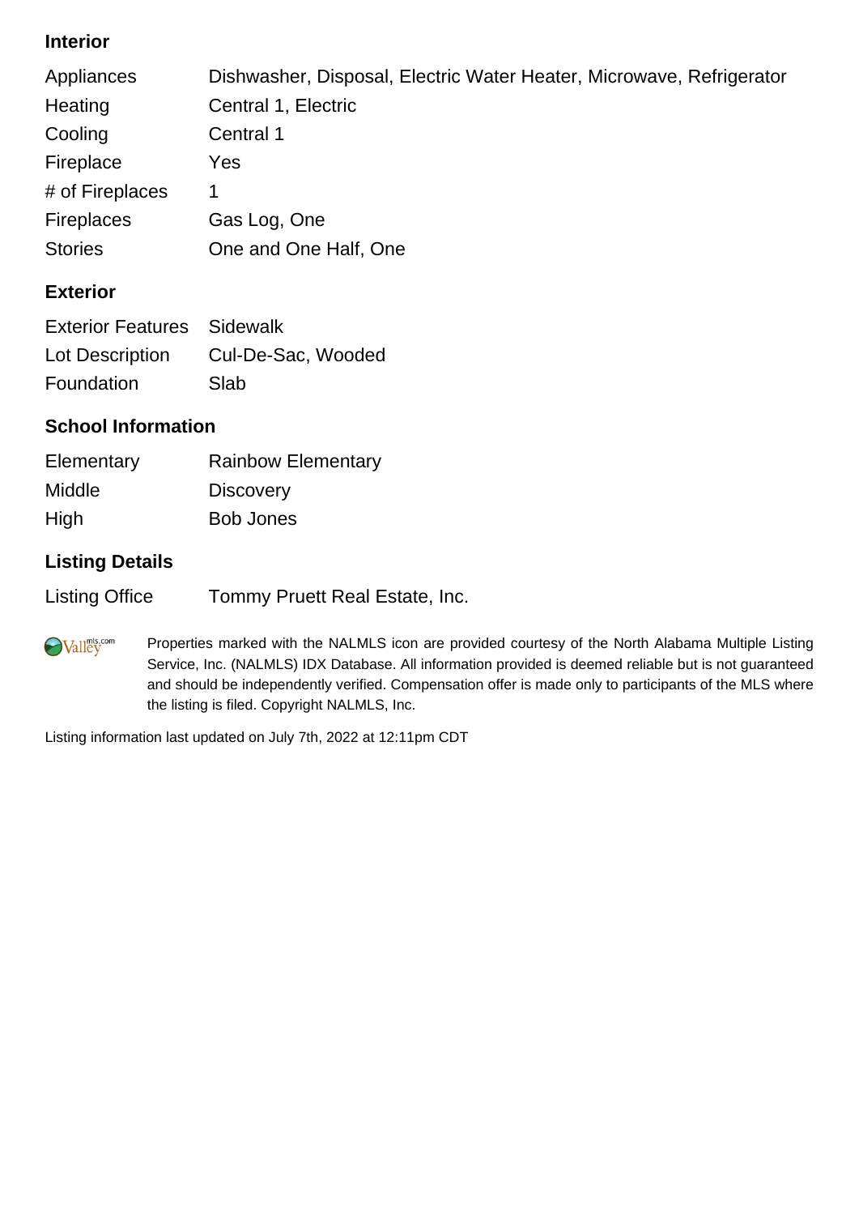## Interior

| | |
|---|---|
| Appliances | Dishwasher, Disposal, Electric Water Heater, Microwave, Refrigerator |
| Heating | Central 1, Electric |
| Cooling | Central 1 |
| Fireplace | Yes |
| # of Fireplaces | 1 |
| Fireplaces | Gas Log, One |
| Stories | One and One Half, One |

## Exterior

| | |
|---|---|
| Exterior Features | Sidewalk |
| Lot Description | Cul-De-Sac, Wooded |
| Foundation | Slab |

## School Information

| | |
|---|---|
| Elementary | Rainbow Elementary |
| Middle | Discovery |
| High | Bob Jones |

## Listing Details

| | |
|---|---|
| Listing Office | Tommy Pruett Real Estate, Inc. |

Properties marked with the NALMLS icon are provided courtesy of the North Alabama Multiple Listing Service, Inc. (NALMLS) IDX Database. All information provided is deemed reliable but is not guaranteed and should be independently verified. Compensation offer is made only to participants of the MLS where the listing is filed. Copyright NALMLS, Inc.

Listing information last updated on July 7th, 2022 at 12:11pm CDT